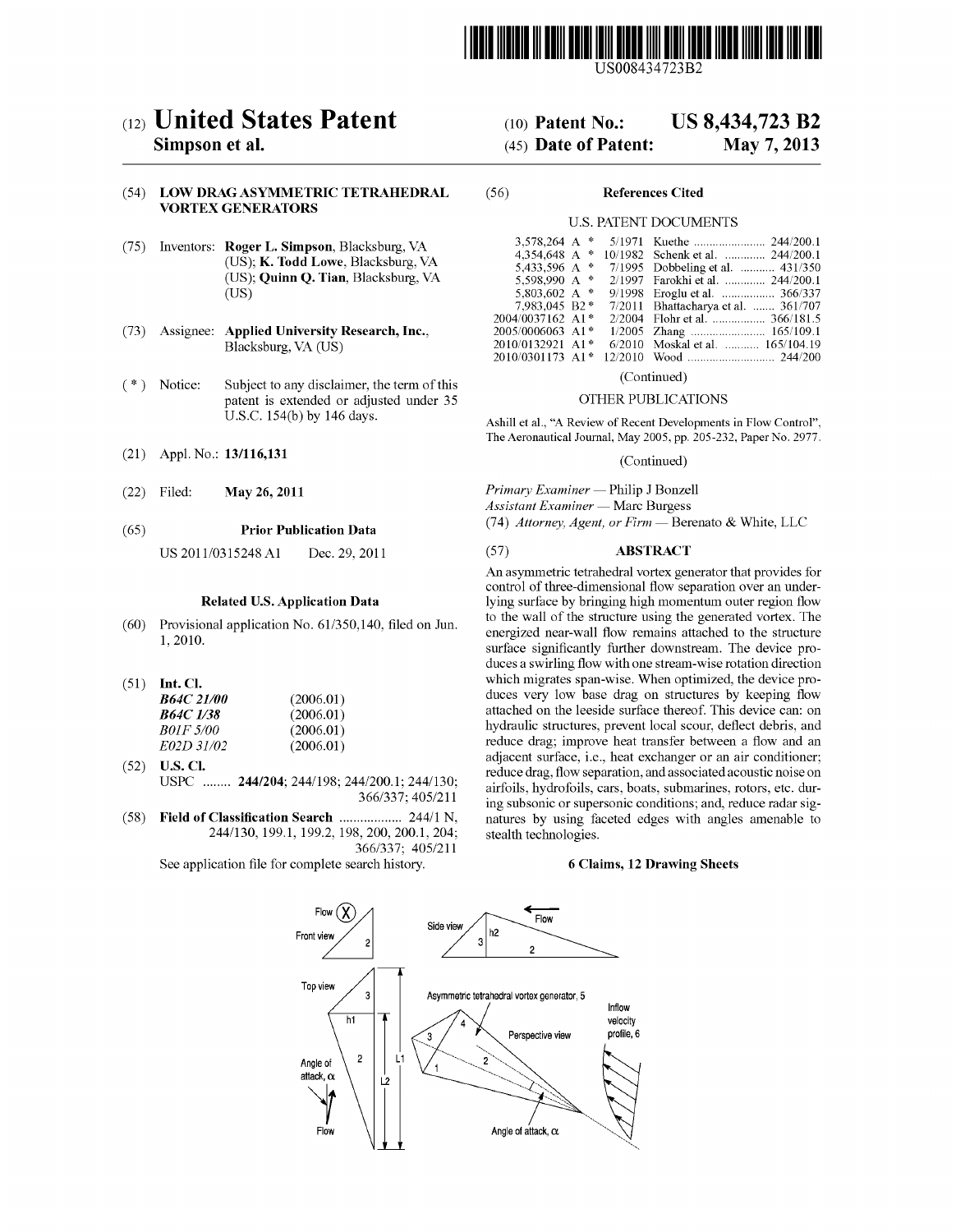# United States Patent

**Simpson et al.**

**(10) Patent No.: US 8,434,723 B2**

**(45) Date of Patent: May 7, 2013**

US008434723B2

## (54) LOW DRAG ASYMMETRIC TETRAHEDRAL VORTEX GENERATORS

(75) Inventors: **Roger L. Simpson**, Blacksburg, VA (US); **K. Todd Lowe**, Blacksburg, VA (US); **Quinn Q. Tian**, Blacksburg, VA (US)

(73) Assignee: **Applied University Research, Inc.**, Blacksburg, VA (US)

(*) Notice: Subject to any disclaimer, the term of this patent is extended or adjusted under 35 U.S.C. 154(b) by 146 days.

(21) Appl. No.: **13/116,131**

(22) Filed: **May 26, 2011**

(65) **Prior Publication Data**

US 2011/0315248 A1 Dec. 29, 2011

**Related U.S. Application Data**

(60) Provisional application No. 61/350,140, filed on Jun. 1, 2010.

(51) **Int. Cl.**

| | |
|---|---|
| ***B64C 21/00*** | (2006.01) |
| ***B64C 1/38*** | (2006.01) |
| *B01F 5/00* | (2006.01) |
| *E02D 31/02* | (2006.01) |

(52) **U.S. Cl.**

USPC ........ **244/204**; 244/198; 244/200.1; 244/130; 366/337; 405/211

(58) **Field of Classification Search** .................. 244/1 N, 244/130, 199.1, 199.2, 198, 200, 200.1, 204; 366/337; 405/211

See application file for complete search history.

(56) **References Cited**

U.S. PATENT DOCUMENTS

| | | | | |
|---|---|---|---|---|
| 3,578,264 A * | 5/1971 | Kuethe | | 244/200.1 |
| 4,354,648 A * | 10/1982 | Schenk et al. | | 244/200.1 |
| 5,433,596 A * | 7/1995 | Dobbeling et al. | | 431/350 |
| 5,598,990 A * | 2/1997 | Farokhi et al. | | 244/200.1 |
| 5,803,602 A * | 9/1998 | Eroglu et al. | | 366/337 |
| 7,983,045 B2 * | 7/2011 | Bhattacharya et al. | | 361/707 |
| 2004/0037162 A1 * | 2/2004 | Flohr et al. | | 366/181.5 |
| 2005/0006063 A1 * | 1/2005 | Zhang | | 165/109.1 |
| 2010/0132921 A1 * | 6/2010 | Moskal et al. | | 165/104.19 |
| 2010/0301173 A1 * | 12/2010 | Wood | | 244/200 |

(Continued)

OTHER PUBLICATIONS

Ashill et al., "A Review of Recent Developments in Flow Control", The Aeronautical Journal, May 2005, pp. 205-232, Paper No. 2977.

(Continued)

*Primary Examiner* — Philip J Bonzell

*Assistant Examiner* — Marc Burgess

(74) *Attorney, Agent, or Firm* — Berenato & White, LLC

## (57) ABSTRACT

An asymmetric tetrahedral vortex generator that provides for control of three-dimensional flow separation over an underlying surface by bringing high momentum outer region flow to the wall of the structure using the generated vortex. The energized near-wall flow remains attached to the structure surface significantly further downstream. The device produces a swirling flow with one stream-wise rotation direction which migrates span-wise. When optimized, the device produces very low base drag on structures by keeping flow attached on the leeside surface thereof. This device can: on hydraulic structures, prevent local scour, deflect debris, and reduce drag; improve heat transfer between a flow and an adjacent surface, i.e., heat exchanger or an air conditioner; reduce drag, flow separation, and associated acoustic noise on airfoils, hydrofoils, cars, boats, submarines, rotors, etc. during subsonic or supersonic conditions; and, reduce radar signatures by using faceted edges with angles amenable to stealth technologies.

**6 Claims, 12 Drawing Sheets**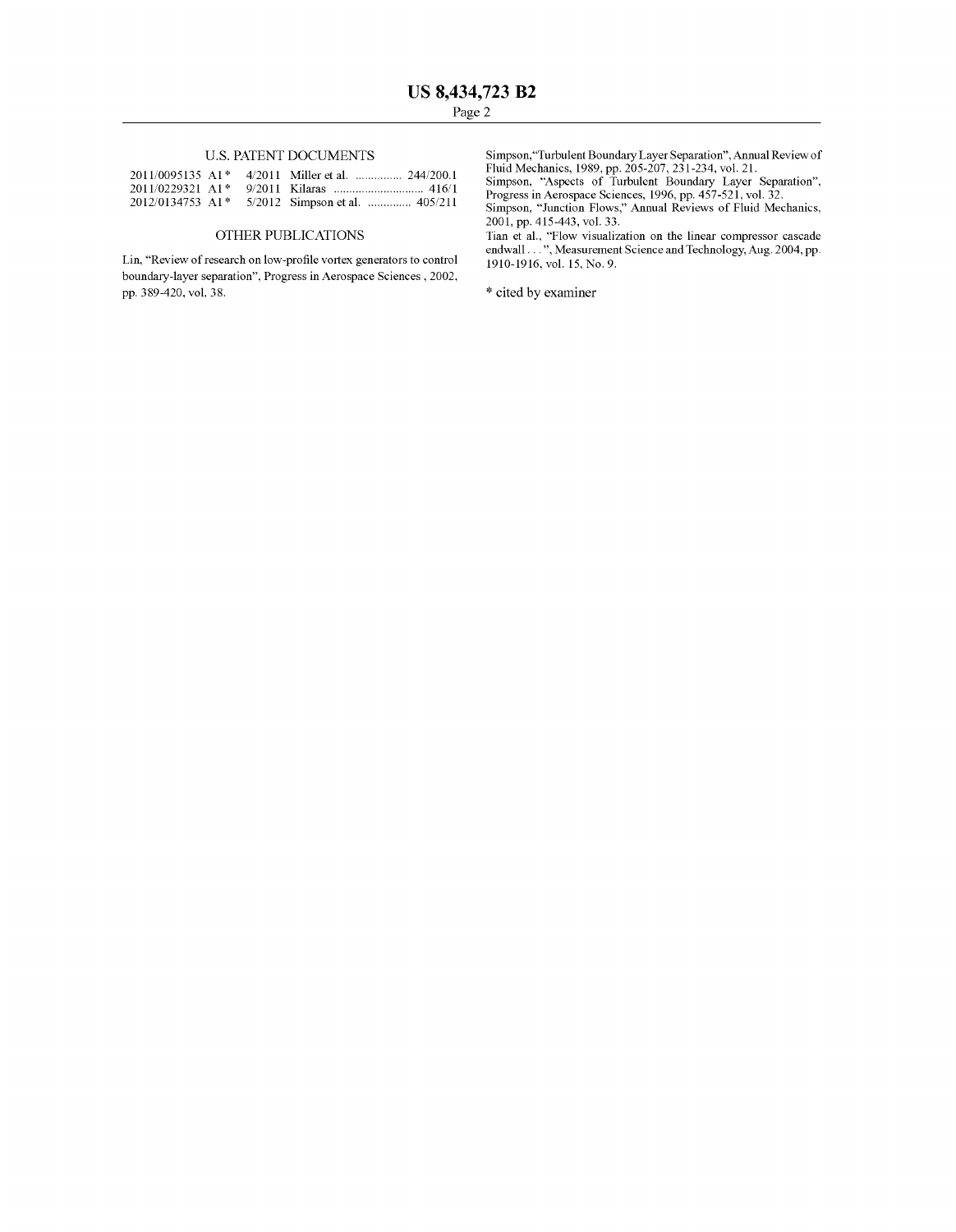## U.S. PATENT DOCUMENTS

| | | | |
|---|---|---|---|
| 2011/0095135 A1* | 4/2011 | Miller et al. | 244/200.1 |
| 2011/0229321 A1* | 9/2011 | Kilaras | 416/1 |
| 2012/0134753 A1* | 5/2012 | Simpson et al. | 405/211 |

## OTHER PUBLICATIONS

Lin, "Review of research on low-profile vortex generators to control boundary-layer separation", Progress in Aerospace Sciences , 2002, pp. 389-420, vol, 38.

Simpson,"Turbulent Boundary Layer Separation", Annual Review of Fluid Mechanics, 1989, pp. 205-207, 231-234, vol. 21.

Simpson, "Aspects of Turbulent Boundary Layer Separation", Progress in Aerospace Sciences, 1996, pp. 457-521, vol. 32.

Simpson, "Junction Flows," Annual Reviews of Fluid Mechanics, 2001, pp. 415-443, vol. 33.

Tian et al., "Flow visualization on the linear compressor cascade endwall . . . ", Measurement Science and Technology, Aug. 2004, pp. 1910-1916, vol. 15, No. 9.

* cited by examiner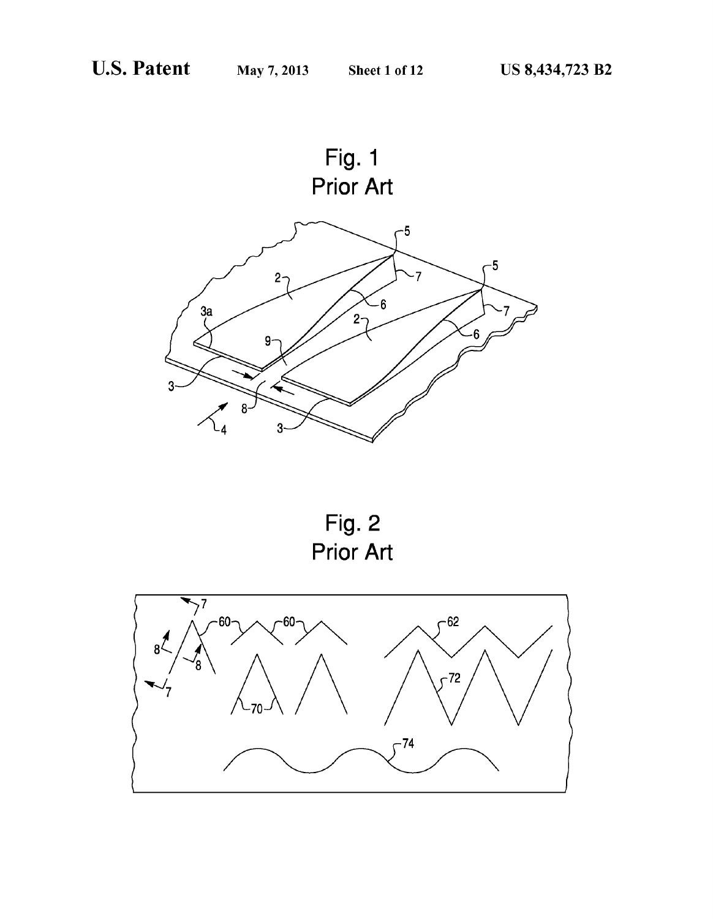Fig. 1
Prior Art

Fig. 2
Prior Art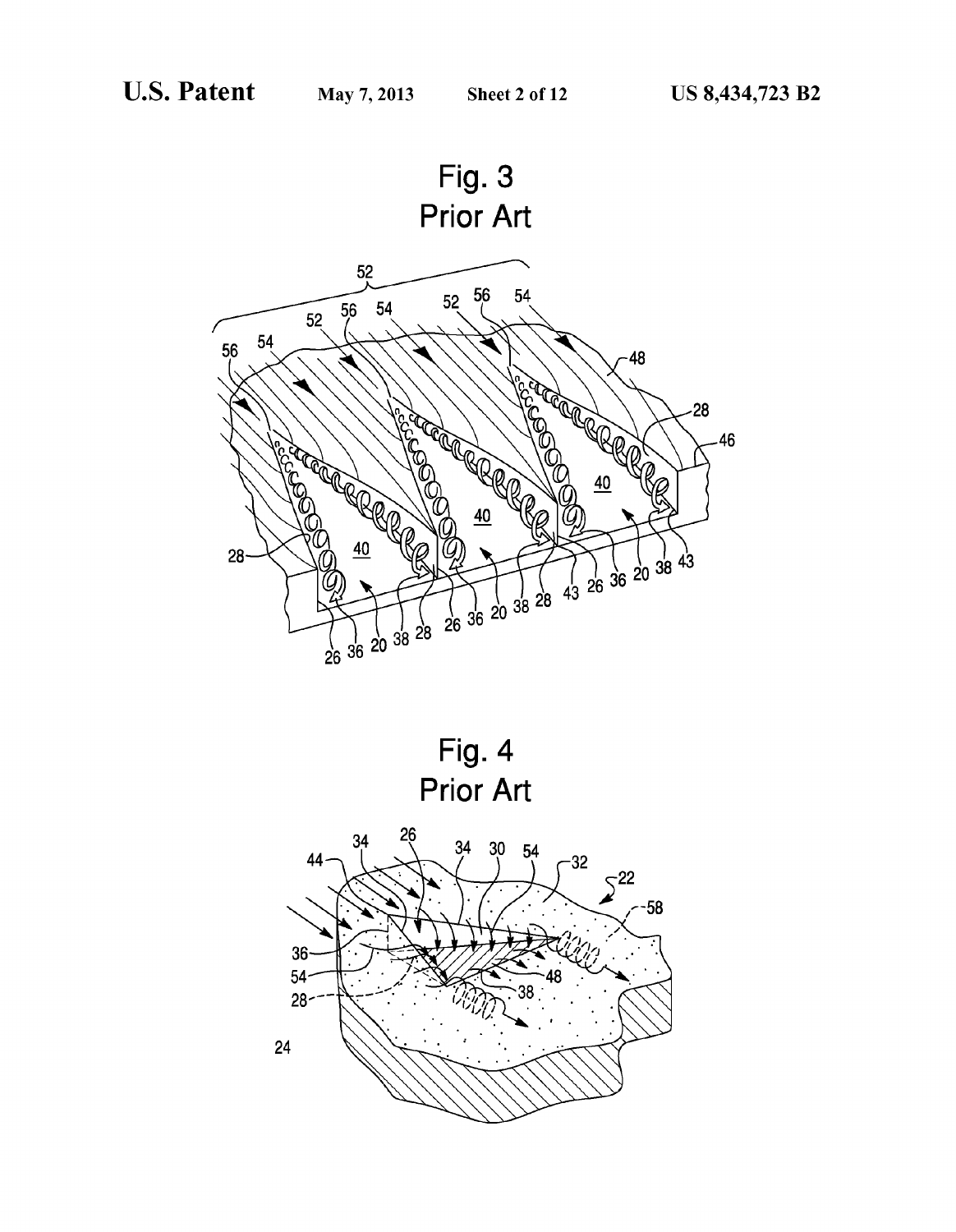Fig. 3
Prior Art

Fig. 4
Prior Art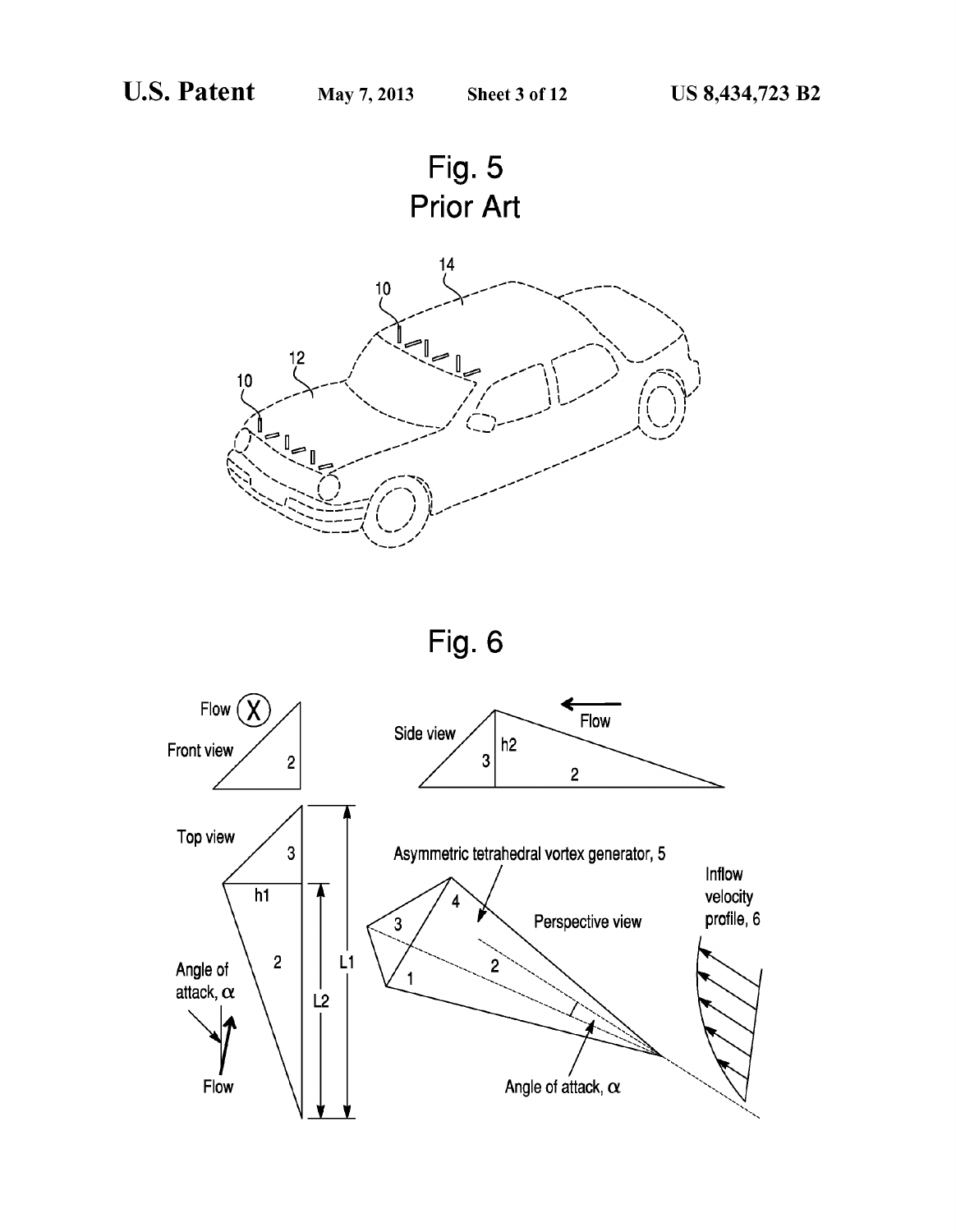Fig. 5
Prior Art

Fig. 6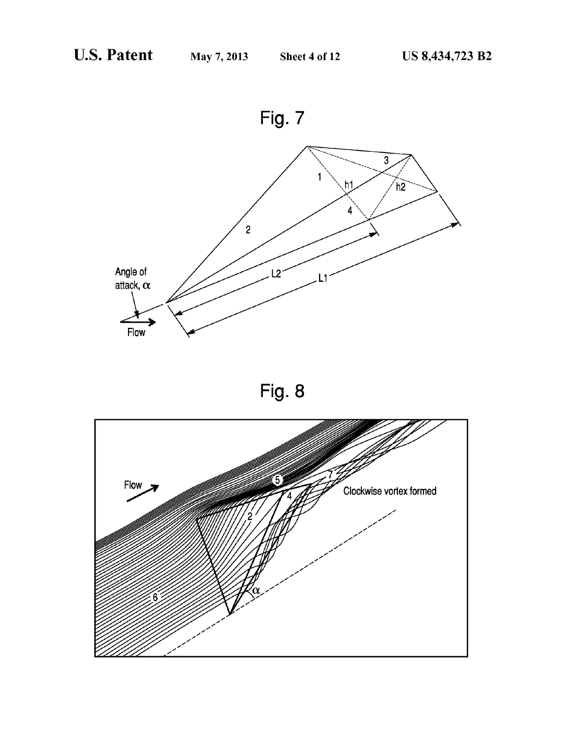Fig. 7

Fig. 8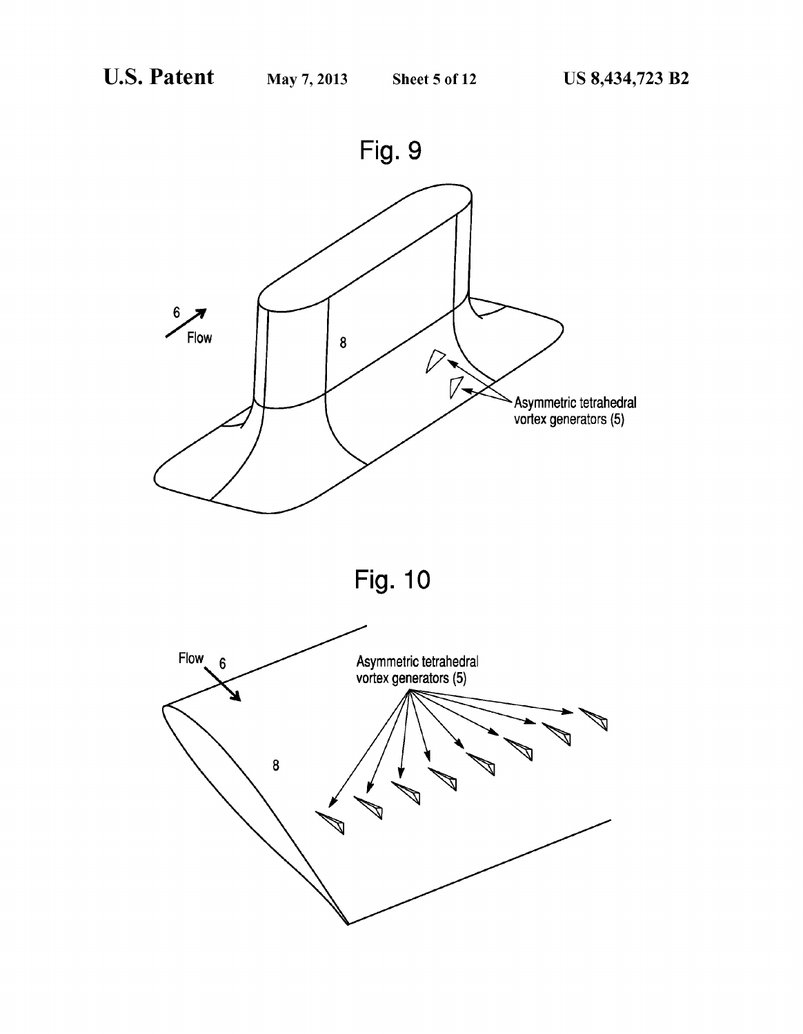Fig. 9

Fig. 10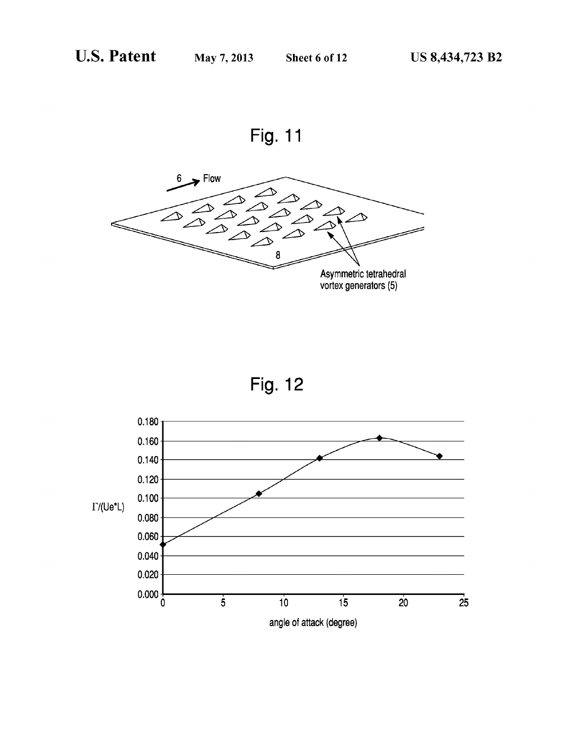Fig. 11

6 Flow

8

Asymmetric tetrahedral vortex generators (5)

Fig. 12

$\Gamma/(Ue^*L)$

angle of attack (degree)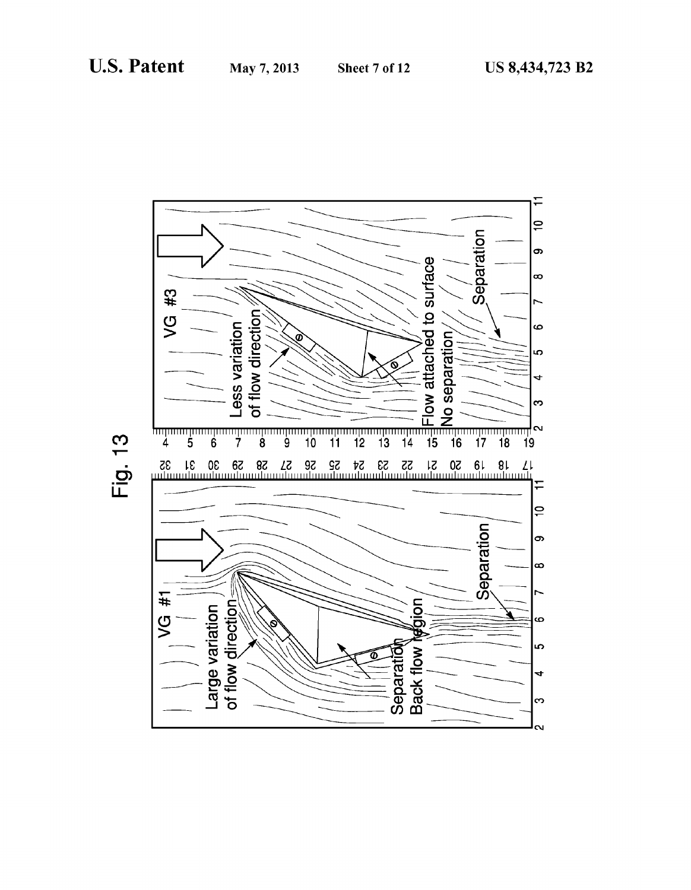Fig. 13

VG #1

Large variation of flow direction

Separation Back flow region

Separation

VG #3

Less variation of flow direction

Flow attached to surface No separation

Separation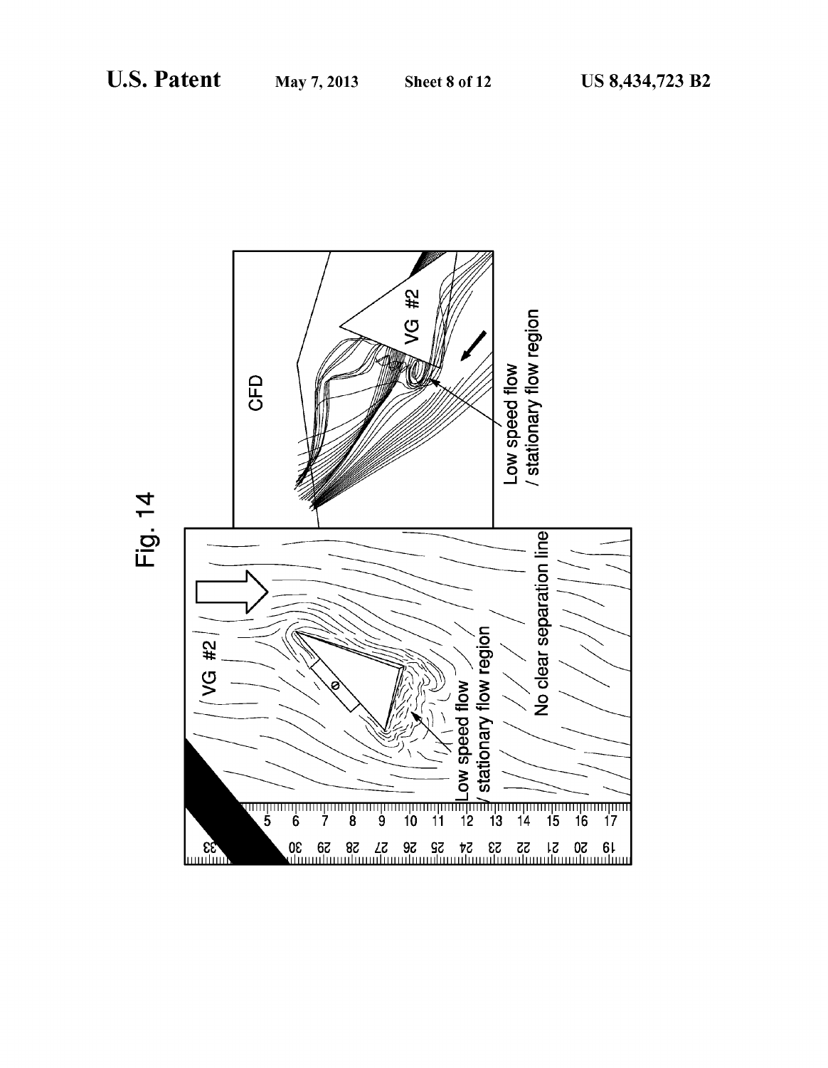Fig. 14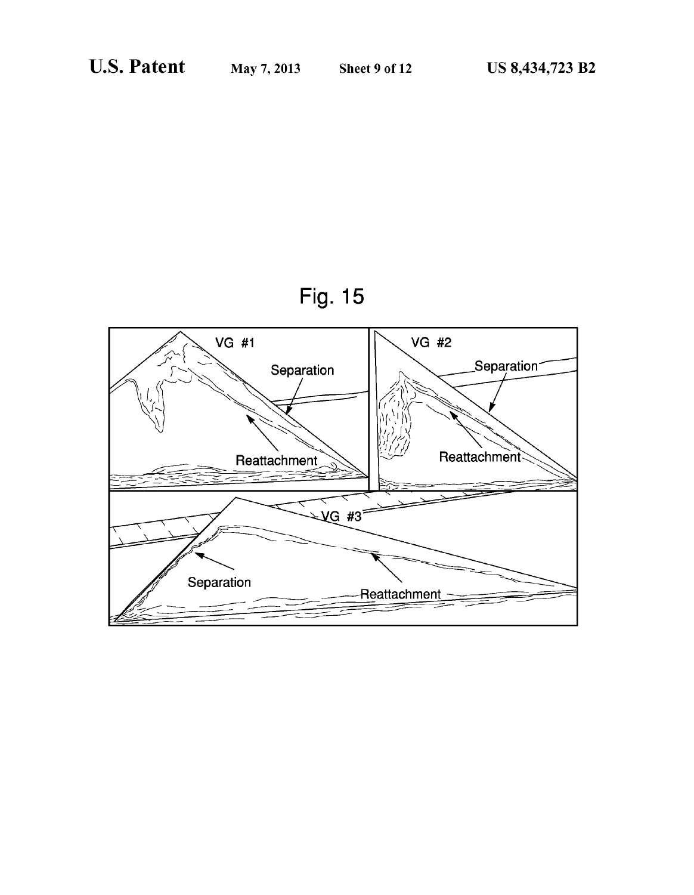Fig. 15

VG #1

Separation

Reattachment

VG #2

Separation

Reattachment

VG #3

Separation

Reattachment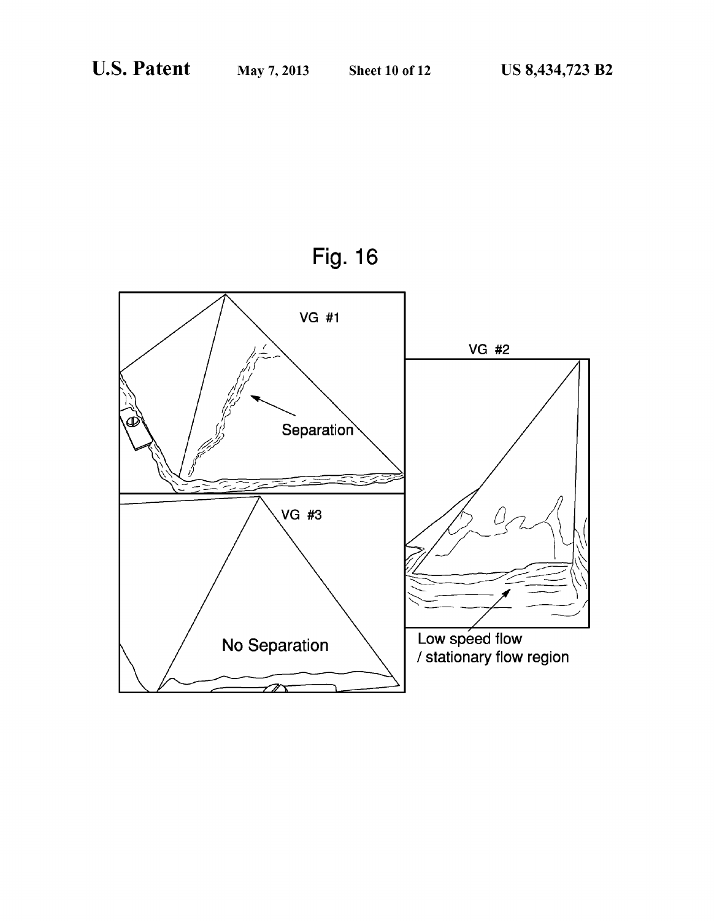Fig. 16

VG #1

Separation

VG #2

Low speed flow
/ stationary flow region

VG #3

No Separation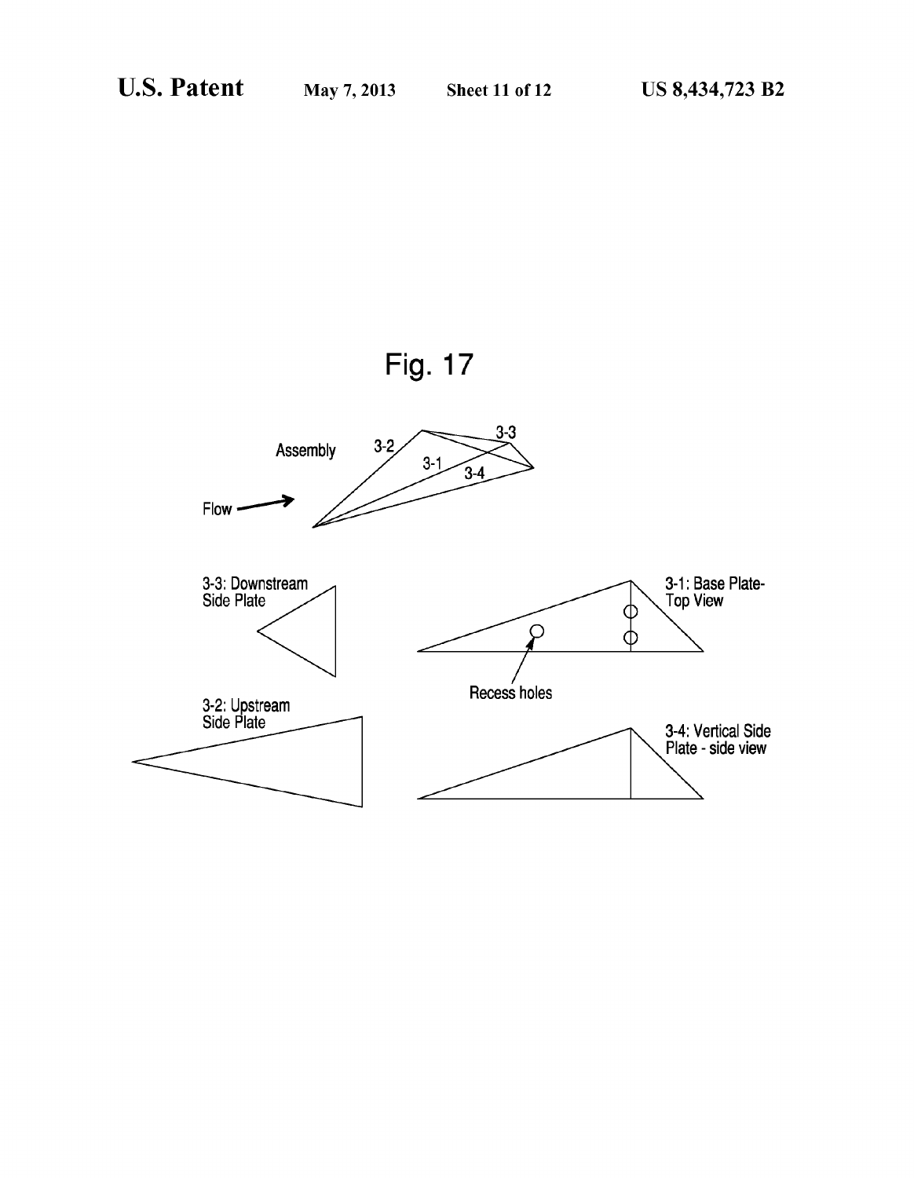Fig. 17

Assembly

Flow

3-1, 3-2, 3-3, 3-4

3-3: Downstream Side Plate

3-1: Base Plate- Top View

Recess holes

3-2: Upstream Side Plate

3-4: Vertical Side Plate - side view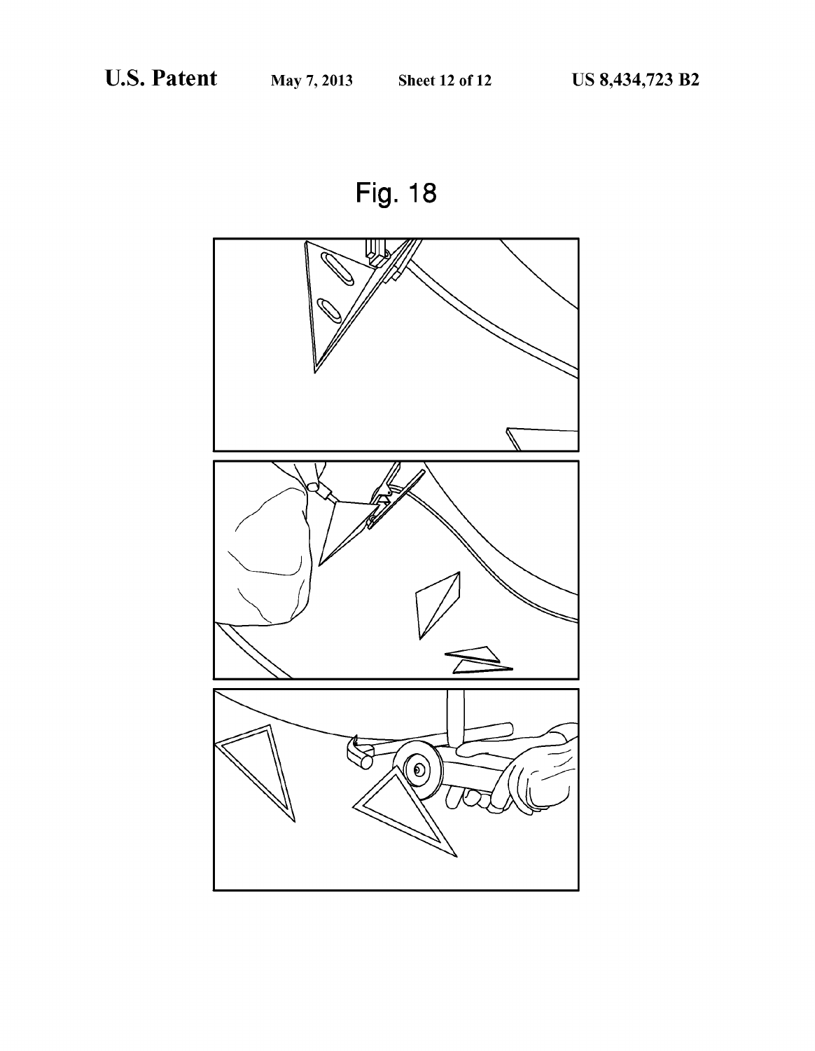Fig. 18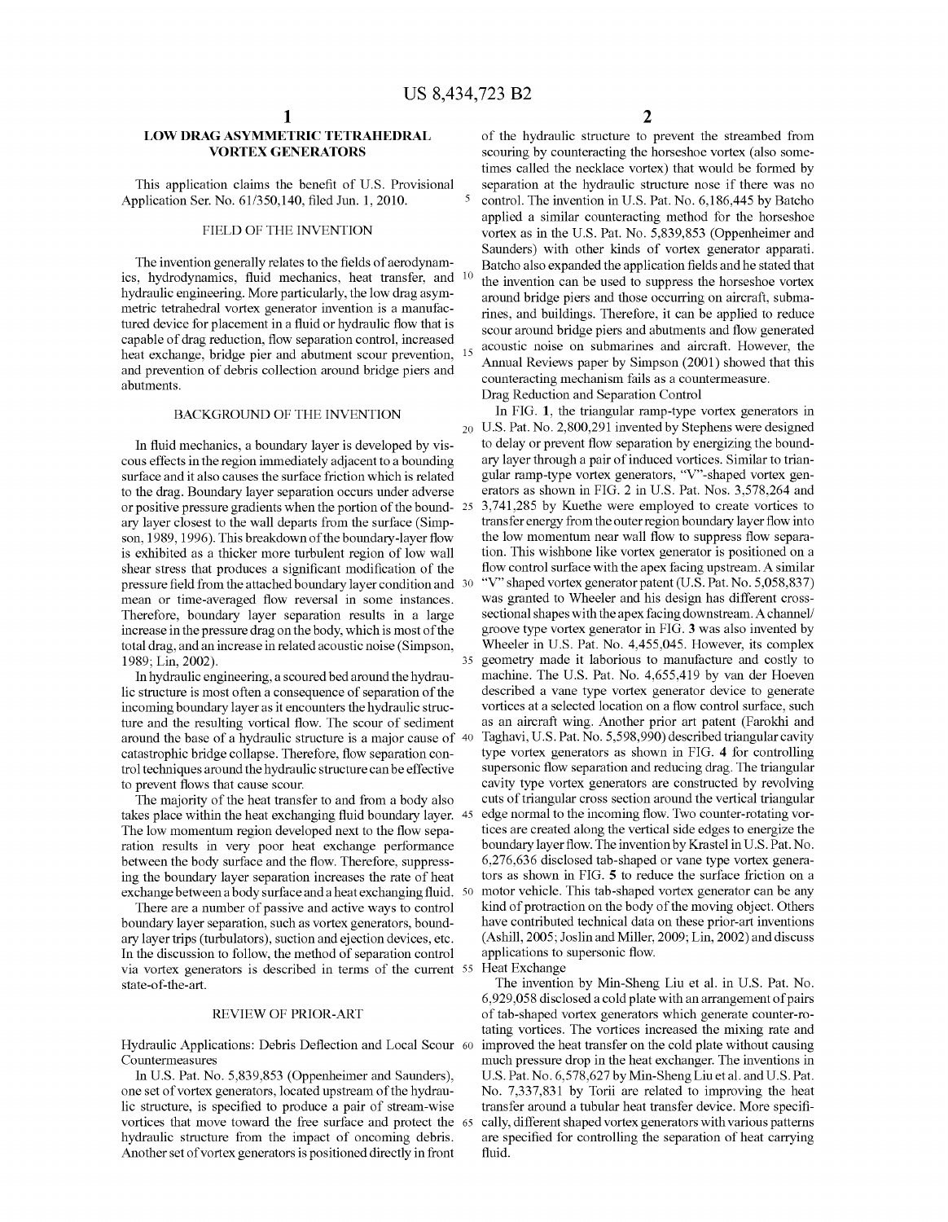# LOW DRAG ASYMMETRIC TETRAHEDRAL VORTEX GENERATORS

This application claims the benefit of U.S. Provisional Application Ser. No. 61/350,140, filed Jun. 1, 2010.

## FIELD OF THE INVENTION

The invention generally relates to the fields of aerodynamics, hydrodynamics, fluid mechanics, heat transfer, and hydraulic engineering. More particularly, the low drag asymmetric tetrahedral vortex generator invention is a manufactured device for placement in a fluid or hydraulic flow that is capable of drag reduction, flow separation control, increased heat exchange, bridge pier and abutment scour prevention, and prevention of debris collection around bridge piers and abutments.

## BACKGROUND OF THE INVENTION

In fluid mechanics, a boundary layer is developed by viscous effects in the region immediately adjacent to a bounding surface and it also causes the surface friction which is related to the drag. Boundary layer separation occurs under adverse or positive pressure gradients when the portion of the boundary layer closest to the wall departs from the surface (Simpson, 1989, 1996). This breakdown of the boundary-layer flow is exhibited as a thicker more turbulent region of low wall shear stress that produces a significant modification of the pressure field from the attached boundary layer condition and mean or time-averaged flow reversal in some instances. Therefore, boundary layer separation results in a large increase in the pressure drag on the body, which is most of the total drag, and an increase in related acoustic noise (Simpson, 1989; Lin, 2002).

In hydraulic engineering, a scoured bed around the hydraulic structure is most often a consequence of separation of the incoming boundary layer as it encounters the hydraulic structure and the resulting vortical flow. The scour of sediment around the base of a hydraulic structure is a major cause of catastrophic bridge collapse. Therefore, flow separation control techniques around the hydraulic structure can be effective to prevent flows that cause scour.

The majority of the heat transfer to and from a body also takes place within the heat exchanging fluid boundary layer. The low momentum region developed next to the flow separation results in very poor heat exchange performance between the body surface and the flow. Therefore, suppressing the boundary layer separation increases the rate of heat exchange between a body surface and a heat exchanging fluid.

There are a number of passive and active ways to control boundary layer separation, such as vortex generators, boundary layer trips (turbulators), suction and ejection devices, etc. In the discussion to follow, the method of separation control via vortex generators is described in terms of the current state-of-the-art.

## REVIEW OF PRIOR-ART

### Hydraulic Applications: Debris Deflection and Local Scour Countermeasures

In U.S. Pat. No. 5,839,853 (Oppenheimer and Saunders), one set of vortex generators, located upstream of the hydraulic structure, is specified to produce a pair of stream-wise vortices that move toward the free surface and protect the hydraulic structure from the impact of oncoming debris. Another set of vortex generators is positioned directly in front of the hydraulic structure to prevent the streambed from scouring by counteracting the horseshoe vortex (also sometimes called the necklace vortex) that would be formed by separation at the hydraulic structure nose if there was no control. The invention in U.S. Pat. No. 6,186,445 by Batcho applied a similar counteracting method for the horseshoe vortex as in the U.S. Pat. No. 5,839,853 (Oppenheimer and Saunders) with other kinds of vortex generator apparati. Batcho also expanded the application fields and he stated that the invention can be used to suppress the horseshoe vortex around bridge piers and those occurring on aircraft, submarines, and buildings. Therefore, it can be applied to reduce scour around bridge piers and abutments and flow generated acoustic noise on submarines and aircraft. However, the Annual Reviews paper by Simpson (2001) showed that this counteracting mechanism fails as a countermeasure.

### Drag Reduction and Separation Control

In FIG. 1, the triangular ramp-type vortex generators in U.S. Pat. No. 2,800,291 invented by Stephens were designed to delay or prevent flow separation by energizing the boundary layer through a pair of induced vortices. Similar to triangular ramp-type vortex generators, "V"-shaped vortex generators as shown in FIG. 2 in U.S. Pat. Nos. 3,578,264 and 3,741,285 by Kuethe were employed to create vortices to transfer energy from the outer region boundary layer flow into the low momentum near wall flow to suppress flow separation. This wishbone like vortex generator is positioned on a flow control surface with the apex facing upstream. A similar "V" shaped vortex generator patent (U.S. Pat. No. 5,058,837) was granted to Wheeler and his design has different cross-sectional shapes with the apex facing downstream. A channel/groove type vortex generator in FIG. 3 was also invented by Wheeler in U.S. Pat. No. 4,455,045. However, its complex geometry made it laborious to manufacture and costly to machine. The U.S. Pat. No. 4,655,419 by van der Hoeven described a vane type vortex generator device to generate vortices at a selected location on a flow control surface, such as an aircraft wing. Another prior art patent (Farokhi and Taghavi, U.S. Pat. No. 5,598,990) described triangular cavity type vortex generators as shown in FIG. 4 for controlling supersonic flow separation and reducing drag. The triangular cavity type vortex generators are constructed by revolving cuts of triangular cross section around the vertical triangular edge normal to the incoming flow. Two counter-rotating vortices are created along the vertical side edges to energize the boundary layer flow. The invention by Krastel in U.S. Pat. No. 6,276,636 disclosed tab-shaped or vane type vortex generators as shown in FIG. 5 to reduce the surface friction on a motor vehicle. This tab-shaped vortex generator can be any kind of protraction on the body of the moving object. Others have contributed technical data on these prior-art inventions (Ashill, 2005; Joslin and Miller, 2009; Lin, 2002) and discuss applications to supersonic flow.

### Heat Exchange

The invention by Min-Sheng Liu et al. in U.S. Pat. No. 6,929,058 disclosed a cold plate with an arrangement of pairs of tab-shaped vortex generators which generate counter-rotating vortices. The vortices increased the mixing rate and improved the heat transfer on the cold plate without causing much pressure drop in the heat exchanger. The inventions in U.S. Pat. No. 6,578,627 by Min-Sheng Liu et al. and U.S. Pat. No. 7,337,831 by Torii are related to improving the heat transfer around a tubular heat transfer device. More specifically, different shaped vortex generators with various patterns are specified for controlling the separation of heat carrying fluid.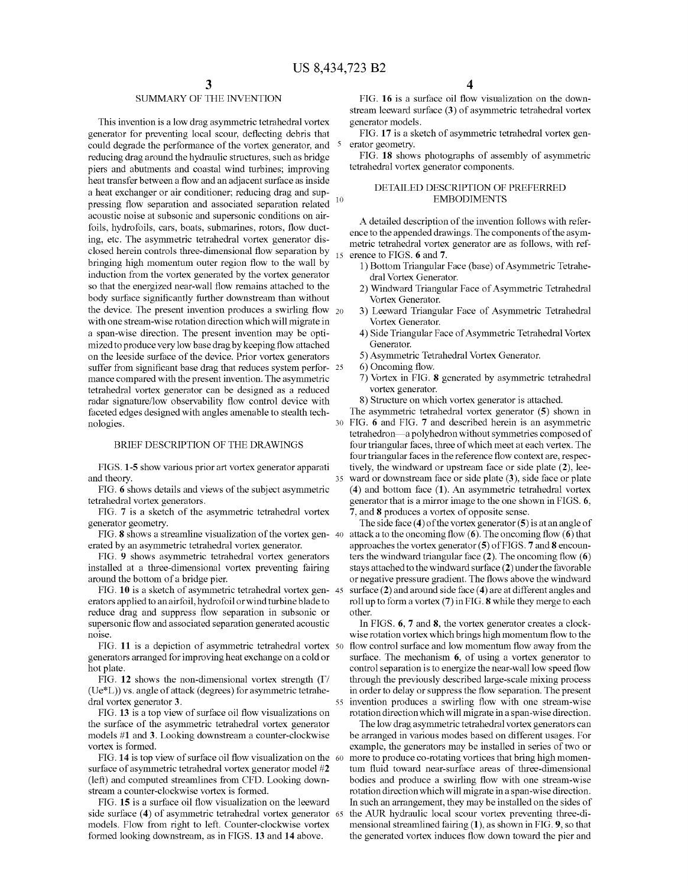## SUMMARY OF THE INVENTION

This invention is a low drag asymmetric tetrahedral vortex generator for preventing local scour, deflecting debris that could degrade the performance of the vortex generator, and reducing drag around the hydraulic structures, such as bridge piers and abutments and coastal wind turbines; improving heat transfer between a flow and an adjacent surface as inside a heat exchanger or air conditioner; reducing drag and suppressing flow separation and associated separation related acoustic noise at subsonic and supersonic conditions on airfoils, hydrofoils, cars, boats, submarines, rotors, flow ducting, etc. The asymmetric tetrahedral vortex generator disclosed herein controls three-dimensional flow separation by bringing high momentum outer region flow to the wall by induction from the vortex generated by the vortex generator so that the energized near-wall flow remains attached to the body surface significantly further downstream than without the device. The present invention produces a swirling flow with one stream-wise rotation direction which will migrate in a span-wise direction. The present invention may be optimized to produce very low base drag by keeping flow attached on the leeside surface of the device. Prior vortex generators suffer from significant base drag that reduces system performance compared with the present invention. The asymmetric tetrahedral vortex generator can be designed as a reduced radar signature/low observability flow control device with faceted edges designed with angles amenable to stealth technologies.

## BRIEF DESCRIPTION OF THE DRAWINGS

FIGS. 1-5 show various prior art vortex generator apparati and theory.

FIG. 6 shows details and views of the subject asymmetric tetrahedral vortex generators.

FIG. 7 is a sketch of the asymmetric tetrahedral vortex generator geometry.

FIG. 8 shows a streamline visualization of the vortex generated by an asymmetric tetrahedral vortex generator.

FIG. 9 shows asymmetric tetrahedral vortex generators installed at a three-dimensional vortex preventing fairing around the bottom of a bridge pier.

FIG. 10 is a sketch of asymmetric tetrahedral vortex generators applied to an airfoil, hydrofoil or wind turbine blade to reduce drag and suppress flow separation in subsonic or supersonic flow and associated separation generated acoustic noise.

FIG. 11 is a depiction of asymmetric tetrahedral vortex generators arranged for improving heat exchange on a cold or hot plate.

FIG. 12 shows the non-dimensional vortex strength ($\Gamma/(Ue*L)$) vs. angle of attack (degrees) for asymmetric tetrahedral vortex generator 3.

FIG. 13 is a top view of surface oil flow visualizations on the surface of the asymmetric tetrahedral vortex generator models #1 and 3. Looking downstream a counter-clockwise vortex is formed.

FIG. 14 is top view of surface oil flow visualization on the surface of asymmetric tetrahedral vortex generator model #2 (left) and computed streamlines from CFD. Looking downstream a counter-clockwise vortex is formed.

FIG. 15 is a surface oil flow visualization on the leeward side surface (4) of asymmetric tetrahedral vortex generator models. Flow from right to left. Counter-clockwise vortex formed looking downstream, as in FIGS. 13 and 14 above.

FIG. 16 is a surface oil flow visualization on the downstream leeward surface (3) of asymmetric tetrahedral vortex generator models.

FIG. 17 is a sketch of asymmetric tetrahedral vortex generator geometry.

FIG. 18 shows photographs of assembly of asymmetric tetrahedral vortex generator components.

## DETAILED DESCRIPTION OF PREFERRED EMBODIMENTS

A detailed description of the invention follows with reference to the appended drawings. The components of the asymmetric tetrahedral vortex generator are as follows, with reference to FIGS. 6 and 7.

1) Bottom Triangular Face (base) of Asymmetric Tetrahedral Vortex Generator.
2) Windward Triangular Face of Asymmetric Tetrahedral Vortex Generator.
3) Leeward Triangular Face of Asymmetric Tetrahedral Vortex Generator.
4) Side Triangular Face of Asymmetric Tetrahedral Vortex Generator.
5) Asymmetric Tetrahedral Vortex Generator.
6) Oncoming flow.
7) Vortex in FIG. 8 generated by asymmetric tetrahedral vortex generator.
8) Structure on which vortex generator is attached.

The asymmetric tetrahedral vortex generator (5) shown in FIG. 6 and FIG. 7 and described herein is an asymmetric tetrahedron—a polyhedron without symmetries composed of four triangular faces, three of which meet at each vertex. The four triangular faces in the reference flow context are, respectively, the windward or upstream face or side plate (2), leeward or downstream face or side plate (3), side face or plate (4) and bottom face (1). An asymmetric tetrahedral vortex generator that is a mirror image to the one shown in FIGS. 6, 7, and 8 produces a vortex of opposite sense.

The side face (4) of the vortex generator (5) is at an angle of attack a to the oncoming flow (6). The oncoming flow (6) that approaches the vortex generator (5) of FIGS. 7 and 8 encounters the windward triangular face (2). The oncoming flow (6) stays attached to the windward surface (2) under the favorable or negative pressure gradient. The flows above the windward surface (2) and around side face (4) are at different angles and roll up to form a vortex (7) in FIG. 8 while they merge to each other.

In FIGS. 6, 7 and 8, the vortex generator creates a clockwise rotation vortex which brings high momentum flow to the flow control surface and low momentum flow away from the surface. The mechanism 6, of using a vortex generator to control separation is to energize the near-wall low speed flow through the previously described large-scale mixing process in order to delay or suppress the flow separation. The present invention produces a swirling flow with one stream-wise rotation direction which will migrate in a span-wise direction.

The low drag asymmetric tetrahedral vortex generators can be arranged in various modes based on different usages. For example, the generators may be installed in series of two or more to produce co-rotating vortices that bring high momentum fluid toward near-surface areas of three-dimensional bodies and produce a swirling flow with one stream-wise rotation direction which will migrate in a span-wise direction. In such an arrangement, they may be installed on the sides of the AUR hydraulic local scour vortex preventing three-dimensional streamlined fairing (1), as shown in FIG. 9, so that the generated vortex induces flow down toward the pier and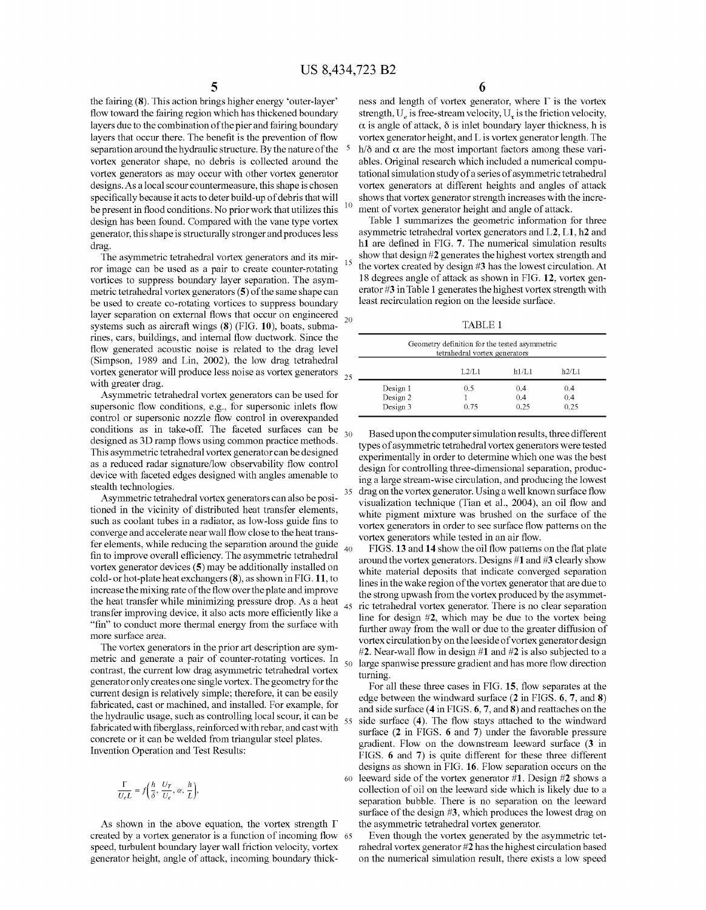the fairing (8). This action brings higher energy 'outer-layer' flow toward the fairing region which has thickened boundary layers due to the combination of the pier and fairing boundary layers that occur there. The benefit is the prevention of flow separation around the hydraulic structure. By the nature of the vortex generator shape, no debris is collected around the vortex generators as may occur with other vortex generator designs. As a local scour countermeasure, this shape is chosen specifically because it acts to deter build-up of debris that will be present in flood conditions. No prior work that utilizes this design has been found. Compared with the vane type vortex generator, this shape is structurally stronger and produces less drag.

The asymmetric tetrahedral vortex generators and its mirror image can be used as a pair to create counter-rotating vortices to suppress boundary layer separation. The asymmetric tetrahedral vortex generators (5) of the same shape can be used to create co-rotating vortices to suppress boundary layer separation on external flows that occur on engineered systems such as aircraft wings (8) (FIG. 10), boats, submarines, cars, buildings, and internal flow ductwork. Since the flow generated acoustic noise is related to the drag level (Simpson, 1989 and Lin, 2002), the low drag tetrahedral vortex generator will produce less noise as vortex generators with greater drag.

Asymmetric tetrahedral vortex generators can be used for supersonic flow conditions, e.g., for supersonic inlets flow control or supersonic nozzle flow control in overexpanded conditions as in take-off. The faceted surfaces can be designed as 3D ramp flows using common practice methods. This asymmetric tetrahedral vortex generator can be designed as a reduced radar signature/low observability flow control device with faceted edges designed with angles amenable to stealth technologies.

Asymmetric tetrahedral vortex generators can also be positioned in the vicinity of distributed heat transfer elements, such as coolant tubes in a radiator, as low-loss guide fins to converge and accelerate near wall flow close to the heat transfer elements, while reducing the separation around the guide fin to improve overall efficiency. The asymmetric tetrahedral vortex generator devices (5) may be additionally installed on cold- or hot-plate heat exchangers (8), as shown in FIG. 11, to increase the mixing rate of the flow over the plate and improve the heat transfer while minimizing pressure drop. As a heat transfer improving device, it also acts more efficiently like a "fin" to conduct more thermal energy from the surface with more surface area.

The vortex generators in the prior art description are symmetric and generate a pair of counter-rotating vortices. In contrast, the current low drag asymmetric tetrahedral vortex generator only creates one single vortex. The geometry for the current design is relatively simple; therefore, it can be easily fabricated, cast or machined, and installed. For example, for the hydraulic usage, such as controlling local scour, it can be fabricated with fiberglass, reinforced with rebar, and cast with concrete or it can be welded from triangular steel plates.

Invention Operation and Test Results:

$$\frac{\Gamma}{U_e L} = f\left(\frac{h}{\delta}, \frac{U_T}{U_e}, \alpha, \frac{h}{L}\right),$$

As shown in the above equation, the vortex strength $\Gamma$ created by a vortex generator is a function of incoming flow speed, turbulent boundary layer wall friction velocity, vortex generator height, angle of attack, incoming boundary thickness and length of vortex generator, where $\Gamma$ is the vortex strength, $U_e$ is free-stream velocity, $U_\tau$ is the friction velocity, $\alpha$ is angle of attack, $\delta$ is inlet boundary layer thickness, h is vortex generator height, and L is vortex generator length. The $h/\delta$ and $\alpha$ are the most important factors among these variables. Original research which included a numerical computational simulation study of a series of asymmetric tetrahedral vortex generators at different heights and angles of attack shows that vortex generator strength increases with the increment of vortex generator height and angle of attack.

Table 1 summarizes the geometric information for three asymmetric tetrahedral vortex generators and L2, L1, h2 and h1 are defined in FIG. 7. The numerical simulation results show that design #2 generates the highest vortex strength and the vortex created by design #3 has the lowest circulation. At 18 degrees angle of attack as shown in FIG. 12, vortex generator #3 in Table 1 generates the highest vortex strength with least recirculation region on the leeside surface.

TABLE 1

Geometry definition for the tested asymmetric tetrahedral vortex generators

| | L2/L1 | h1/L1 | h2/L1 |
|---|---|---|---|
| Design 1 | 0.5 | 0.4 | 0.4 |
| Design 2 | 1 | 0.4 | 0.4 |
| Design 3 | 0.75 | 0.25 | 0.25 |

Based upon the computer simulation results, three different types of asymmetric tetrahedral vortex generators were tested experimentally in order to determine which one was the best design for controlling three-dimensional separation, producing a large stream-wise circulation, and producing the lowest drag on the vortex generator. Using a well known surface flow visualization technique (Tian et al., 2004), an oil flow and white pigment mixture was brushed on the surface of the vortex generators in order to see surface flow patterns on the vortex generators while tested in an air flow.

FIGS. 13 and 14 show the oil flow patterns on the flat plate around the vortex generators. Designs #1 and #3 clearly show white material deposits that indicate converged separation lines in the wake region of the vortex generator that are due to the strong upwash from the vortex produced by the asymmetric tetrahedral vortex generator. There is no clear separation line for design #2, which may be due to the vortex being further away from the wall or due to the greater diffusion of vortex circulation by on the leeside of vortex generator design #2. Near-wall flow in design #1 and #2 is also subjected to a large spanwise pressure gradient and has more flow direction turning.

For all these three cases in FIG. 15, flow separates at the edge between the windward surface (2 in FIGS. 6, 7, and 8) and side surface (4 in FIGS. 6, 7, and 8) and reattaches on the side surface (4). The flow stays attached to the windward surface (2 in FIGS. 6 and 7) under the favorable pressure gradient. Flow on the downstream leeward surface (3 in FIGS. 6 and 7) is quite different for these three different designs as shown in FIG. 16. Flow separation occurs on the leeward side of the vortex generator #1. Design #2 shows a collection of oil on the leeward side which is likely due to a separation bubble. There is no separation on the leeward surface of the design #3, which produces the lowest drag on the asymmetric tetrahedral vortex generator.

Even though the vortex generated by the asymmetric tetrahedral vortex generator #2 has the highest circulation based on the numerical simulation result, there exists a low speed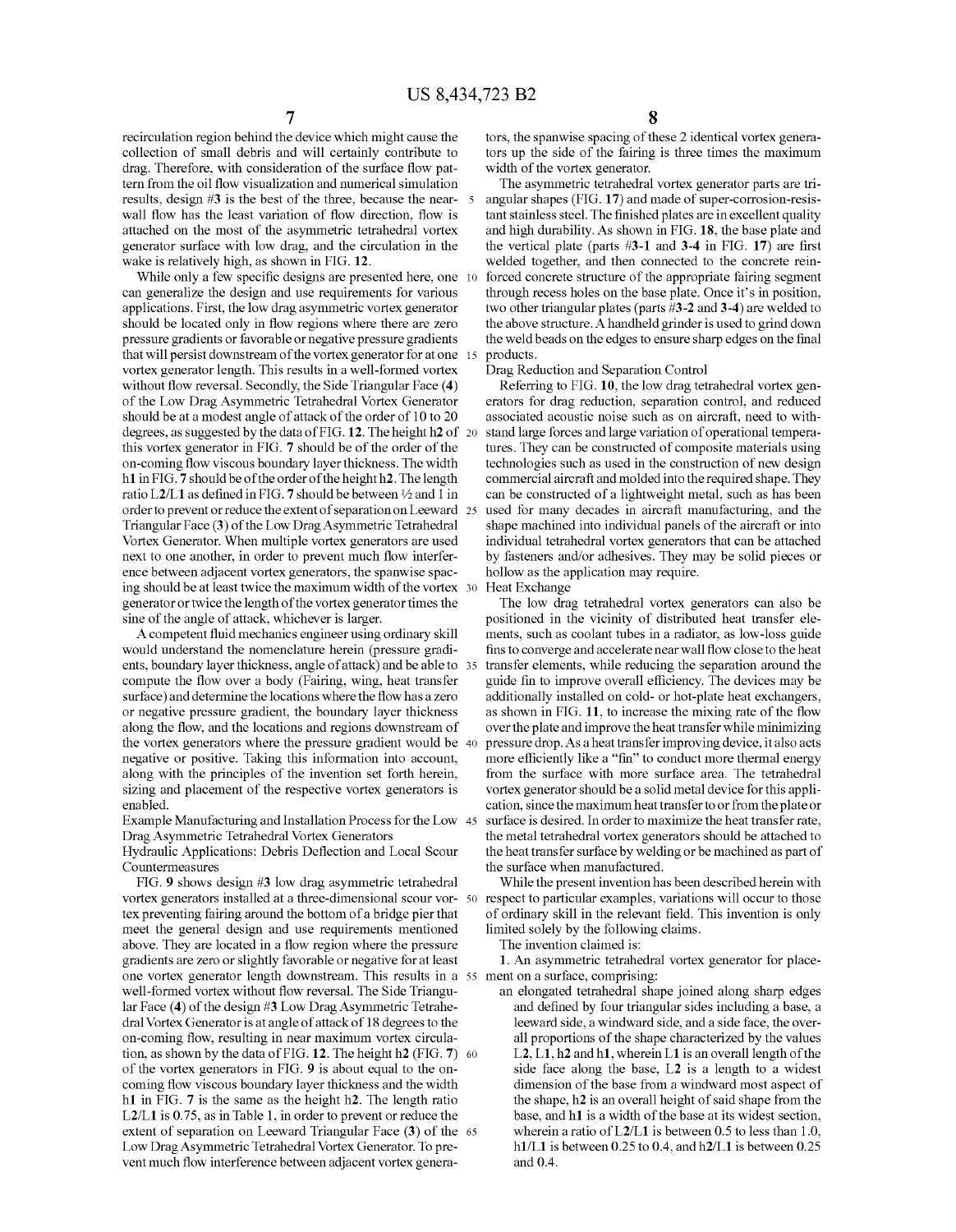recirculation region behind the device which might cause the collection of small debris and will certainly contribute to drag. Therefore, with consideration of the surface flow pattern from the oil flow visualization and numerical simulation results, design #3 is the best of the three, because the near-wall flow has the least variation of flow direction, flow is attached on the most of the asymmetric tetrahedral vortex generator surface with low drag, and the circulation in the wake is relatively high, as shown in FIG. 12.

While only a few specific designs are presented here, one can generalize the design and use requirements for various applications. First, the low drag asymmetric vortex generator should be located only in flow regions where there are zero pressure gradients or favorable or negative pressure gradients that will persist downstream of the vortex generator for at one vortex generator length. This results in a well-formed vortex without flow reversal. Secondly, the Side Triangular Face (**4**) of the Low Drag Asymmetric Tetrahedral Vortex Generator should be at a modest angle of attack of the order of 10 to 20 degrees, as suggested by the data of FIG. 12. The height **h2** of this vortex generator in FIG. 7 should be of the order of the on-coming flow viscous boundary layer thickness. The width **h1** in FIG. 7 should be of the order of the height **h2**. The length ratio **L2**/**L1** as defined in FIG. 7 should be between ½ and 1 in order to prevent or reduce the extent of separation on Leeward Triangular Face (**3**) of the Low Drag Asymmetric Tetrahedral Vortex Generator. When multiple vortex generators are used next to one another, in order to prevent much flow interference between adjacent vortex generators, the spanwise spacing should be at least twice the maximum width of the vortex generator or twice the length of the vortex generator times the sine of the angle of attack, whichever is larger.

A competent fluid mechanics engineer using ordinary skill would understand the nomenclature herein (pressure gradients, boundary layer thickness, angle of attack) and be able to compute the flow over a body (Fairing, wing, heat transfer surface) and determine the locations where the flow has a zero or negative pressure gradient, the boundary layer thickness along the flow, and the locations and regions downstream of the vortex generators where the pressure gradient would be negative or positive. Taking this information into account, along with the principles of the invention set forth herein, sizing and placement of the respective vortex generators is enabled.

Example Manufacturing and Installation Process for the Low Drag Asymmetric Tetrahedral Vortex Generators

Hydraulic Applications: Debris Deflection and Local Scour Countermeasures

FIG. 9 shows design #3 low drag asymmetric tetrahedral vortex generators installed at a three-dimensional scour vortex preventing fairing around the bottom of a bridge pier that meet the general design and use requirements mentioned above. They are located in a flow region where the pressure gradients are zero or slightly favorable or negative for at least one vortex generator length downstream. This results in a well-formed vortex without flow reversal. The Side Triangular Face (**4**) of the design #3 Low Drag Asymmetric Tetrahedral Vortex Generator is at angle of attack of 18 degrees to the on-coming flow, resulting in near maximum vortex circulation, as shown by the data of FIG. 12. The height **h2** (FIG. 7) of the vortex generators in FIG. 9 is about equal to the on-coming flow viscous boundary layer thickness and the width **h1** in FIG. 7 is the same as the height **h2**. The length ratio **L2**/**L1** is 0.75, as in Table 1, in order to prevent or reduce the extent of separation on Leeward Triangular Face (**3**) of the Low Drag Asymmetric Tetrahedral Vortex Generator. To prevent much flow interference between adjacent vortex generators, the spanwise spacing of these 2 identical vortex generators up the side of the fairing is three times the maximum width of the vortex generator.

The asymmetric tetrahedral vortex generator parts are triangular shapes (FIG. 17) and made of super-corrosion-resistant stainless steel. The finished plates are in excellent quality and high durability. As shown in FIG. 18, the base plate and the vertical plate (parts #**3-1** and **3-4** in FIG. 17) are first welded together, and then connected to the concrete reinforced concrete structure of the appropriate fairing segment through recess holes on the base plate. Once it's in position, two other triangular plates (parts #**3-2** and **3-4**) are welded to the above structure. A handheld grinder is used to grind down the weld beads on the edges to ensure sharp edges on the final products.

Drag Reduction and Separation Control

Referring to FIG. 10, the low drag tetrahedral vortex generators for drag reduction, separation control, and reduced associated acoustic noise such as on aircraft, need to withstand large forces and large variation of operational temperatures. They can be constructed of composite materials using technologies such as used in the construction of new design commercial aircraft and molded into the required shape. They can be constructed of a lightweight metal, such as has been used for many decades in aircraft manufacturing, and the shape machined into individual panels of the aircraft or into individual tetrahedral vortex generators that can be attached by fasteners and/or adhesives. They may be solid pieces or hollow as the application may require.

Heat Exchange

The low drag tetrahedral vortex generators can also be positioned in the vicinity of distributed heat transfer elements, such as coolant tubes in a radiator, as low-loss guide fins to converge and accelerate near wall flow close to the heat transfer elements, while reducing the separation around the guide fin to improve overall efficiency. The devices may be additionally installed on cold- or hot-plate heat exchangers, as shown in FIG. 11, to increase the mixing rate of the flow over the plate and improve the heat transfer while minimizing pressure drop. As a heat transfer improving device, it also acts more efficiently like a "fin" to conduct more thermal energy from the surface with more surface area. The tetrahedral vortex generator should be a solid metal device for this application, since the maximum heat transfer to or from the plate or surface is desired. In order to maximize the heat transfer rate, the metal tetrahedral vortex generators should be attached to the heat transfer surface by welding or be machined as part of the surface when manufactured.

While the present invention has been described herein with respect to particular examples, variations will occur to those of ordinary skill in the relevant field. This invention is only limited solely by the following claims.

The invention claimed is:

1. An asymmetric tetrahedral vortex generator for placement on a surface, comprising:
   an elongated tetrahedral shape joined along sharp edges and defined by four triangular sides including a base, a leeward side, a windward side, and a side face, the overall proportions of the shape characterized by the values **L2**, **L1**, **h2** and **h1**, wherein **L1** is an overall length of the side face along the base, **L2** is a length to a widest dimension of the base from a windward most aspect of the shape, **h2** is an overall height of said shape from the base, and **h1** is a width of the base at its widest section, wherein a ratio of **L2**/**L1** is between 0.5 to less than 1.0, **h1**/**L1** is between 0.25 to 0.4, and **h2**/**L1** is between 0.25 and 0.4.